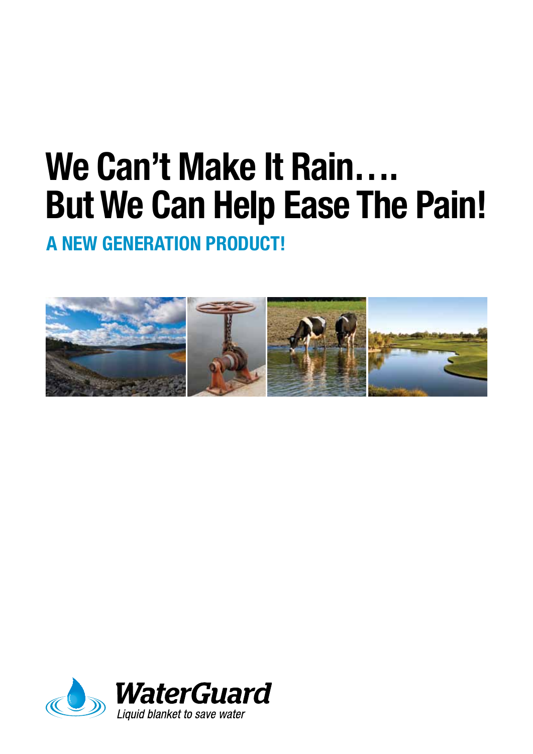# We Can't Make It Rain….
# But We Can Help Ease The Pain!

## A NEW GENERATION PRODUCT!

**WaterGuard**

*Liquid blanket to save water*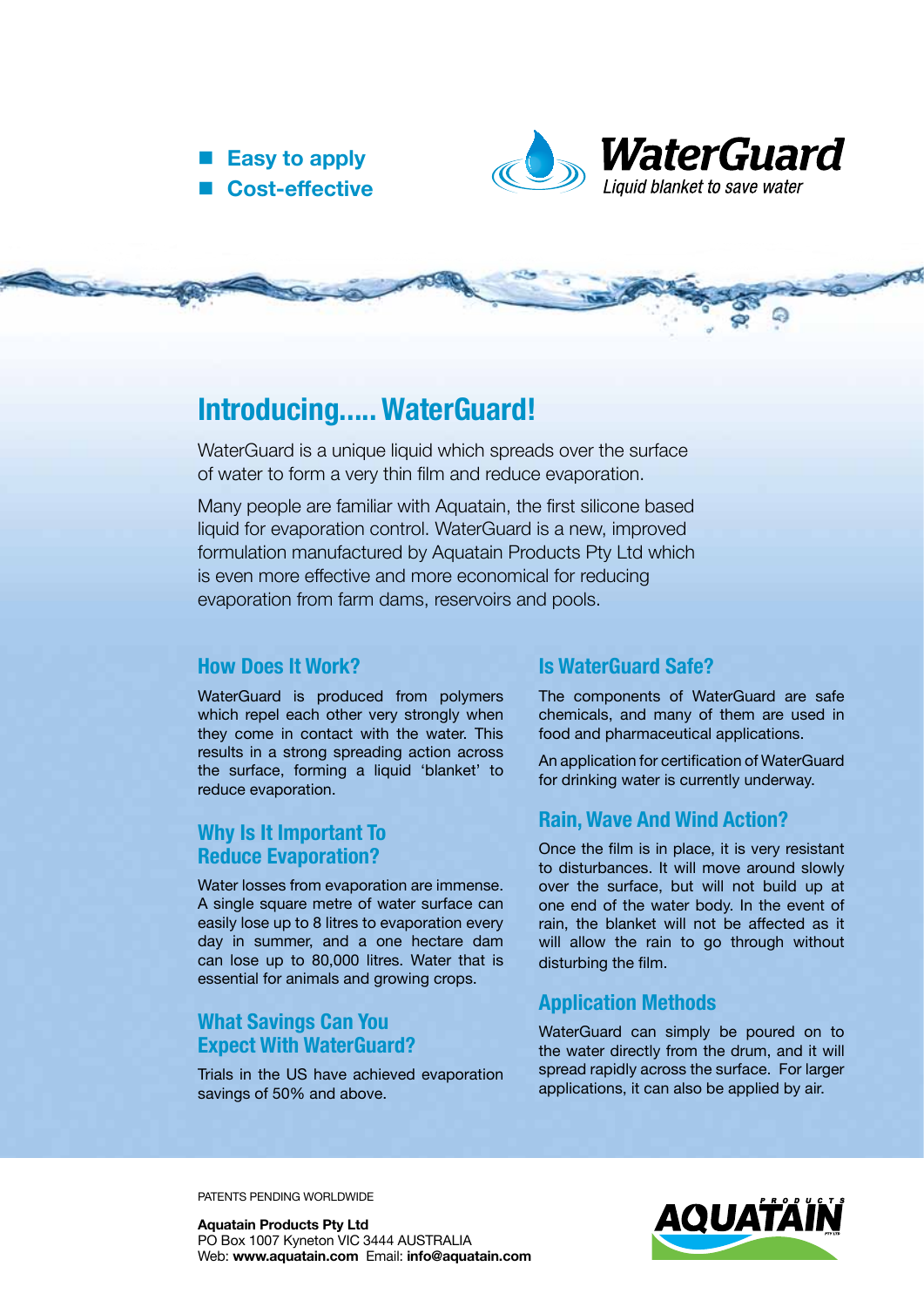- Easy to apply
- Cost-effective

**WaterGuard**
*Liquid blanket to save water*

# Introducing..... WaterGuard!

WaterGuard is a unique liquid which spreads over the surface of water to form a very thin film and reduce evaporation.

Many people are familiar with Aquatain, the first silicone based liquid for evaporation control. WaterGuard is a new, improved formulation manufactured by Aquatain Products Pty Ltd which is even more effective and more economical for reducing evaporation from farm dams, reservoirs and pools.

## How Does It Work?

WaterGuard is produced from polymers which repel each other very strongly when they come in contact with the water. This results in a strong spreading action across the surface, forming a liquid 'blanket' to reduce evaporation.

## Why Is It Important To Reduce Evaporation?

Water losses from evaporation are immense. A single square metre of water surface can easily lose up to 8 litres to evaporation every day in summer, and a one hectare dam can lose up to 80,000 litres. Water that is essential for animals and growing crops.

## What Savings Can You Expect With WaterGuard?

Trials in the US have achieved evaporation savings of 50% and above.

## Is WaterGuard Safe?

The components of WaterGuard are safe chemicals, and many of them are used in food and pharmaceutical applications.

An application for certification of WaterGuard for drinking water is currently underway.

## Rain, Wave And Wind Action?

Once the film is in place, it is very resistant to disturbances. It will move around slowly over the surface, but will not build up at one end of the water body. In the event of rain, the blanket will not be affected as it will allow the rain to go through without disturbing the film.

## Application Methods

WaterGuard can simply be poured on to the water directly from the drum, and it will spread rapidly across the surface. For larger applications, it can also be applied by air.

PATENTS PENDING WORLDWIDE

**Aquatain Products Pty Ltd**
PO Box 1007 Kyneton VIC 3444 AUSTRALIA
Web: **www.aquatain.com** Email: **info@aquatain.com**

AQUATAIN PRODUCTS PTY LTD